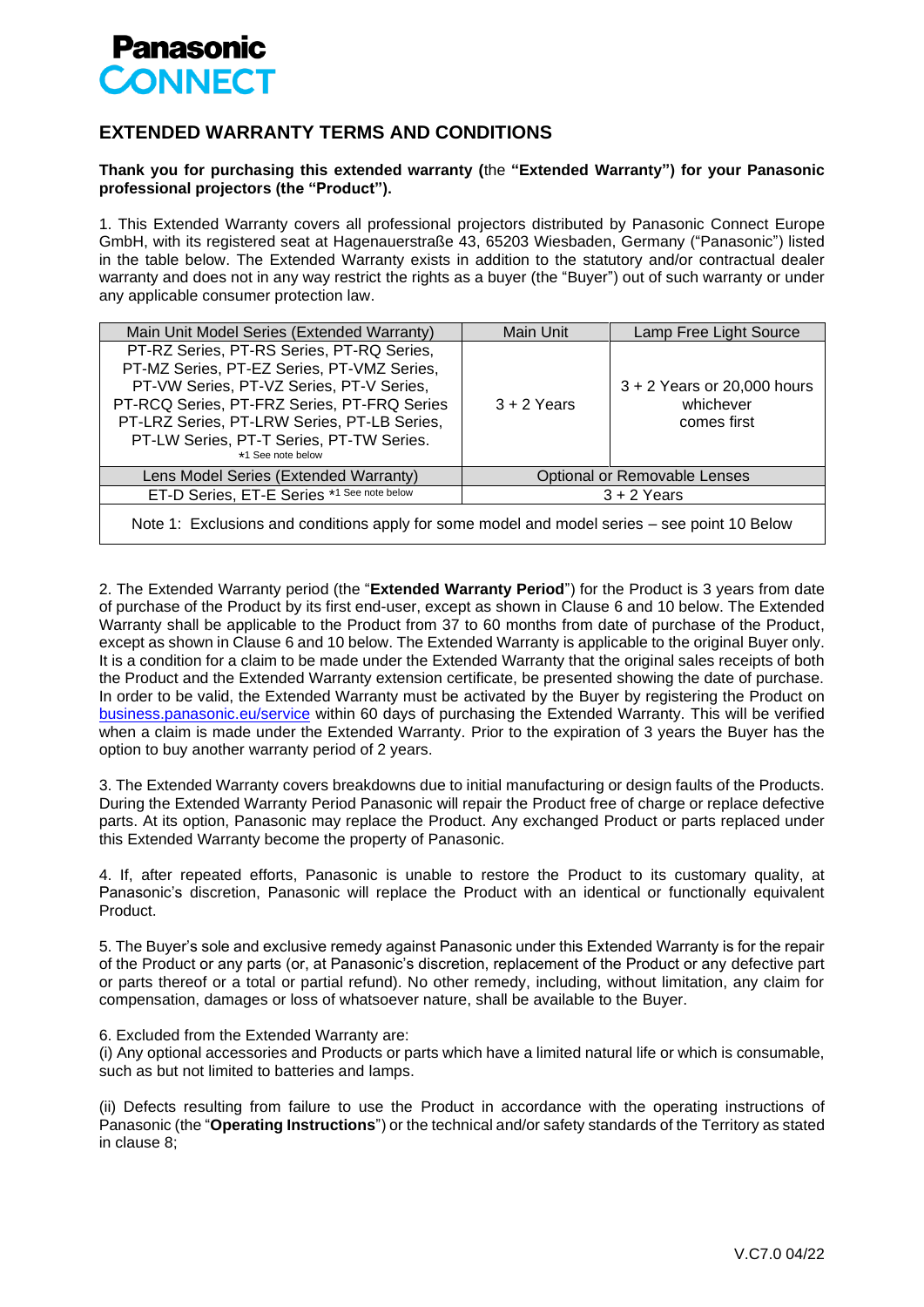# Panasonic CONNECT

## EXTENDED WARRANTY TERMS AND CONDITIONS

**Thank you for purchasing this extended warranty (**the **"Extended Warranty") for your Panasonic professional projectors (the "Product").**

1. This Extended Warranty covers all professional projectors distributed by Panasonic Connect Europe GmbH, with its registered seat at Hagenauerstraße 43, 65203 Wiesbaden, Germany ("Panasonic") listed in the table below. The Extended Warranty exists in addition to the statutory and/or contractual dealer warranty and does not in any way restrict the rights as a buyer (the "Buyer") out of such warranty or under any applicable consumer protection law.

| Main Unit Model Series (Extended Warranty) | Main Unit | Lamp Free Light Source |
|---|---|---|
| PT-RZ Series, PT-RS Series, PT-RQ Series, PT-MZ Series, PT-EZ Series, PT-VMZ Series, PT-VW Series, PT-VZ Series, PT-V Series, PT-RCQ Series, PT-FRZ Series, PT-FRQ Series PT-LRZ Series, PT-LRW Series, PT-LB Series, PT-LW Series, PT-T Series, PT-TW Series. *1 See note below | 3 + 2 Years | 3 + 2 Years or 20,000 hours whichever comes first |
| Lens Model Series (Extended Warranty) | Optional or Removable Lenses | |
| ET-D Series, ET-E Series *1 See note below | 3 + 2 Years | |
| Note 1: Exclusions and conditions apply for some model and model series – see point 10 Below | | |

2. The Extended Warranty period (the "**Extended Warranty Period**") for the Product is 3 years from date of purchase of the Product by its first end-user, except as shown in Clause 6 and 10 below. The Extended Warranty shall be applicable to the Product from 37 to 60 months from date of purchase of the Product, except as shown in Clause 6 and 10 below. The Extended Warranty is applicable to the original Buyer only. It is a condition for a claim to be made under the Extended Warranty that the original sales receipts of both the Product and the Extended Warranty extension certificate, be presented showing the date of purchase. In order to be valid, the Extended Warranty must be activated by the Buyer by registering the Product on business.panasonic.eu/service within 60 days of purchasing the Extended Warranty. This will be verified when a claim is made under the Extended Warranty. Prior to the expiration of 3 years the Buyer has the option to buy another warranty period of 2 years.

3. The Extended Warranty covers breakdowns due to initial manufacturing or design faults of the Products. During the Extended Warranty Period Panasonic will repair the Product free of charge or replace defective parts. At its option, Panasonic may replace the Product. Any exchanged Product or parts replaced under this Extended Warranty become the property of Panasonic.

4. If, after repeated efforts, Panasonic is unable to restore the Product to its customary quality, at Panasonic's discretion, Panasonic will replace the Product with an identical or functionally equivalent Product.

5. The Buyer's sole and exclusive remedy against Panasonic under this Extended Warranty is for the repair of the Product or any parts (or, at Panasonic's discretion, replacement of the Product or any defective part or parts thereof or a total or partial refund). No other remedy, including, without limitation, any claim for compensation, damages or loss of whatsoever nature, shall be available to the Buyer.

6. Excluded from the Extended Warranty are:

(i) Any optional accessories and Products or parts which have a limited natural life or which is consumable, such as but not limited to batteries and lamps.

(ii) Defects resulting from failure to use the Product in accordance with the operating instructions of Panasonic (the "**Operating Instructions**") or the technical and/or safety standards of the Territory as stated in clause 8;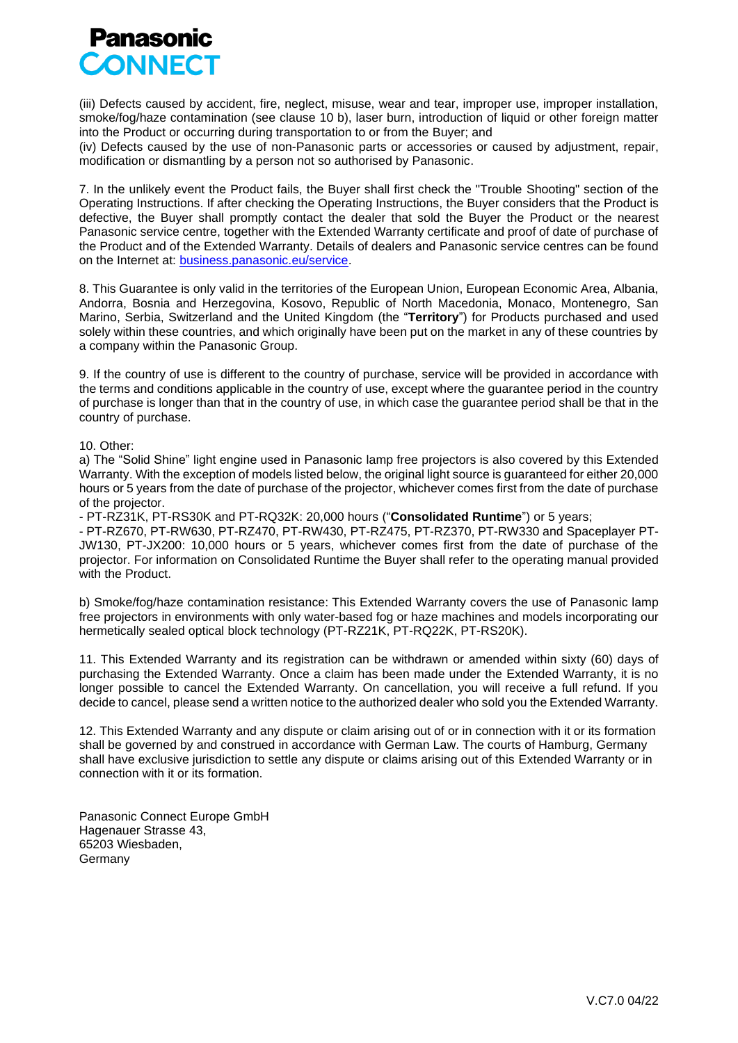(iii) Defects caused by accident, fire, neglect, misuse, wear and tear, improper use, improper installation, smoke/fog/haze contamination (see clause 10 b), laser burn, introduction of liquid or other foreign matter into the Product or occurring during transportation to or from the Buyer; and

(iv) Defects caused by the use of non-Panasonic parts or accessories or caused by adjustment, repair, modification or dismantling by a person not so authorised by Panasonic.

7. In the unlikely event the Product fails, the Buyer shall first check the "Trouble Shooting" section of the Operating Instructions. If after checking the Operating Instructions, the Buyer considers that the Product is defective, the Buyer shall promptly contact the dealer that sold the Buyer the Product or the nearest Panasonic service centre, together with the Extended Warranty certificate and proof of date of purchase of the Product and of the Extended Warranty. Details of dealers and Panasonic service centres can be found on the Internet at: [business.panasonic.eu/service](business.panasonic.eu/service).

8. This Guarantee is only valid in the territories of the European Union, European Economic Area, Albania, Andorra, Bosnia and Herzegovina, Kosovo, Republic of North Macedonia, Monaco, Montenegro, San Marino, Serbia, Switzerland and the United Kingdom (the "**Territory**") for Products purchased and used solely within these countries, and which originally have been put on the market in any of these countries by a company within the Panasonic Group.

9. If the country of use is different to the country of purchase, service will be provided in accordance with the terms and conditions applicable in the country of use, except where the guarantee period in the country of purchase is longer than that in the country of use, in which case the guarantee period shall be that in the country of purchase.

10. Other:

a) The "Solid Shine" light engine used in Panasonic lamp free projectors is also covered by this Extended Warranty. With the exception of models listed below, the original light source is guaranteed for either 20,000 hours or 5 years from the date of purchase of the projector, whichever comes first from the date of purchase of the projector.

- PT-RZ31K, PT-RS30K and PT-RQ32K: 20,000 hours ("**Consolidated Runtime**") or 5 years;
- PT-RZ670, PT-RW630, PT-RZ470, PT-RW430, PT-RZ475, PT-RZ370, PT-RW330 and Spaceplayer PT-JW130, PT-JX200: 10,000 hours or 5 years, whichever comes first from the date of purchase of the projector. For information on Consolidated Runtime the Buyer shall refer to the operating manual provided with the Product.

b) Smoke/fog/haze contamination resistance: This Extended Warranty covers the use of Panasonic lamp free projectors in environments with only water-based fog or haze machines and models incorporating our hermetically sealed optical block technology (PT-RZ21K, PT-RQ22K, PT-RS20K).

11. This Extended Warranty and its registration can be withdrawn or amended within sixty (60) days of purchasing the Extended Warranty. Once a claim has been made under the Extended Warranty, it is no longer possible to cancel the Extended Warranty. On cancellation, you will receive a full refund. If you decide to cancel, please send a written notice to the authorized dealer who sold you the Extended Warranty.

12. This Extended Warranty and any dispute or claim arising out of or in connection with it or its formation shall be governed by and construed in accordance with German Law. The courts of Hamburg, Germany shall have exclusive jurisdiction to settle any dispute or claims arising out of this Extended Warranty or in connection with it or its formation.

Panasonic Connect Europe GmbH
Hagenauer Strasse 43,
65203 Wiesbaden,
Germany

V.C7.0 04/22